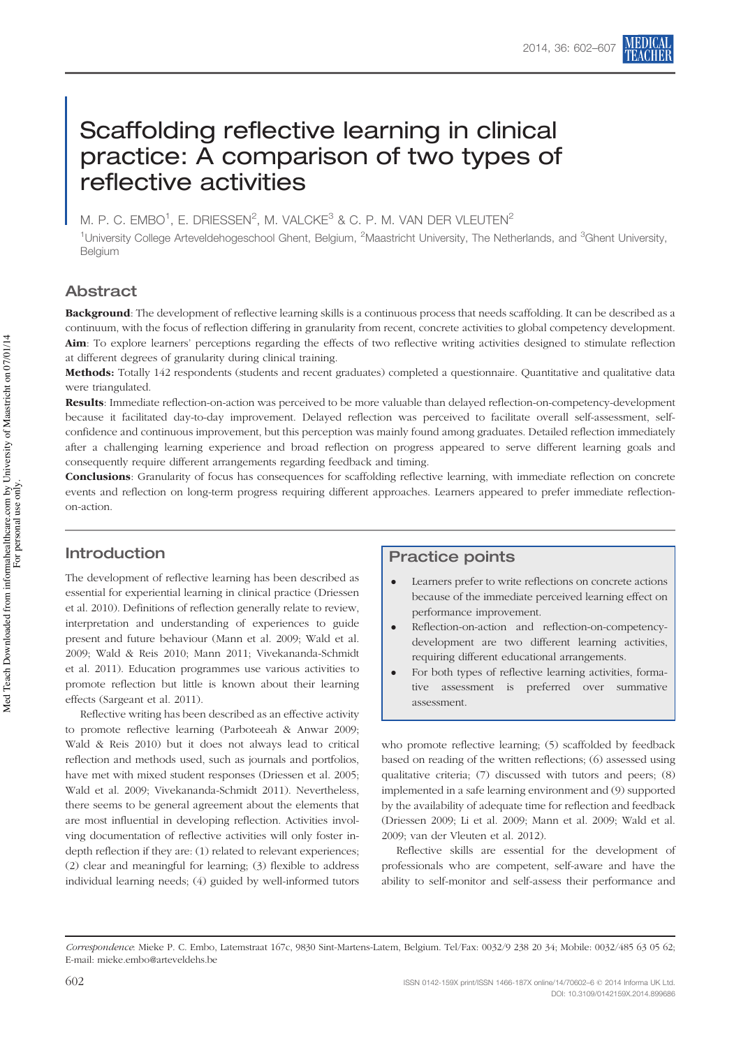# Scaffolding reflective learning in clinical practice: A comparison of two types of reflective activities

M. P. C. EMBO[1], E. DRIESSEN[2], M. VALCKE[3] & C. P. M. VAN DER VLEUTEN[2]

[1]University College Arteveldehogeschool Ghent, Belgium, [2]Maastricht University, The Netherlands, and [3]Ghent University, Belgium

## Abstract

**Background**: The development of reflective learning skills is a continuous process that needs scaffolding. It can be described as a continuum, with the focus of reflection differing in granularity from recent, concrete activities to global competency development.

**Aim**: To explore learners' perceptions regarding the effects of two reflective writing activities designed to stimulate reflection at different degrees of granularity during clinical training.

**Methods:** Totally 142 respondents (students and recent graduates) completed a questionnaire. Quantitative and qualitative data were triangulated.

**Results**: Immediate reflection-on-action was perceived to be more valuable than delayed reflection-on-competency-development because it facilitated day-to-day improvement. Delayed reflection was perceived to facilitate overall self-assessment, self-confidence and continuous improvement, but this perception was mainly found among graduates. Detailed reflection immediately after a challenging learning experience and broad reflection on progress appeared to serve different learning goals and consequently require different arrangements regarding feedback and timing.

**Conclusions**: Granularity of focus has consequences for scaffolding reflective learning, with immediate reflection on concrete events and reflection on long-term progress requiring different approaches. Learners appeared to prefer immediate reflection-on-action.

## Introduction

The development of reflective learning has been described as essential for experiential learning in clinical practice (Driessen et al. 2010). Definitions of reflection generally relate to review, interpretation and understanding of experiences to guide present and future behaviour (Mann et al. 2009; Wald et al. 2009; Wald & Reis 2010; Mann 2011; Vivekananda-Schmidt et al. 2011). Education programmes use various activities to promote reflection but little is known about their learning effects (Sargeant et al. 2011).

Reflective writing has been described as an effective activity to promote reflective learning (Parboteeah & Anwar 2009; Wald & Reis 2010) but it does not always lead to critical reflection and methods used, such as journals and portfolios, have met with mixed student responses (Driessen et al. 2005; Wald et al. 2009; Vivekananda-Schmidt 2011). Nevertheless, there seems to be general agreement about the elements that are most influential in developing reflection. Activities involving documentation of reflective activities will only foster in-depth reflection if they are: (1) related to relevant experiences; (2) clear and meaningful for learning; (3) flexible to address individual learning needs; (4) guided by well-informed tutors who promote reflective learning; (5) scaffolded by feedback based on reading of the written reflections; (6) assessed using qualitative criteria; (7) discussed with tutors and peers; (8) implemented in a safe learning environment and (9) supported by the availability of adequate time for reflection and feedback (Driessen 2009; Li et al. 2009; Mann et al. 2009; Wald et al. 2009; van der Vleuten et al. 2012).

> **Practice points**
>
> - Learners prefer to write reflections on concrete actions because of the immediate perceived learning effect on performance improvement.
> - Reflection-on-action and reflection-on-competency-development are two different learning activities, requiring different educational arrangements.
> - For both types of reflective learning activities, formative assessment is preferred over summative assessment.

Reflective skills are essential for the development of professionals who are competent, self-aware and have the ability to self-monitor and self-assess their performance and

*Correspondence*: Mieke P. C. Embo, Latemstraat 167c, 9830 Sint-Martens-Latem, Belgium. Tel/Fax: 0032/9 238 20 34; Mobile: 0032/485 63 05 62; E-mail: mieke.embo@arteveldehs.be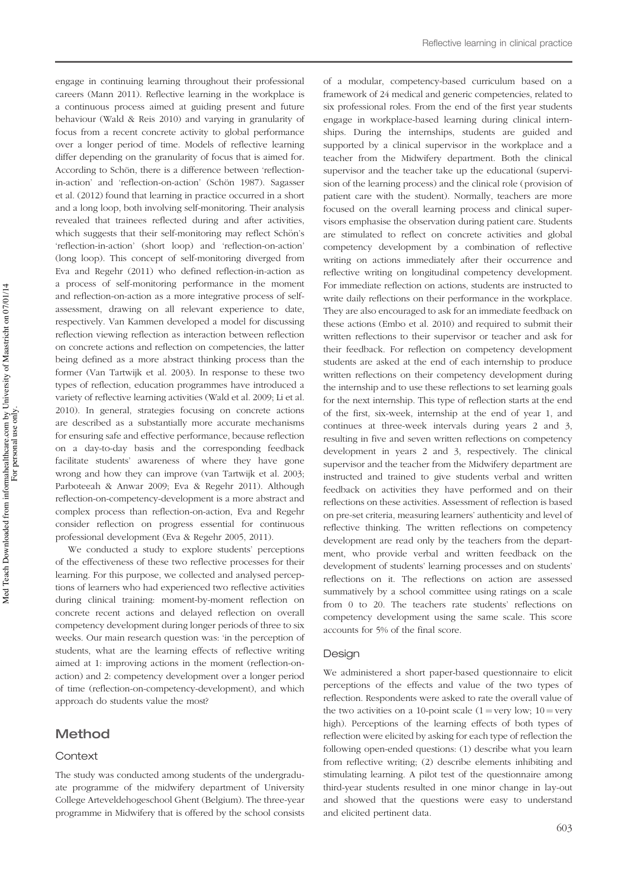engage in continuing learning throughout their professional careers (Mann 2011). Reflective learning in the workplace is a continuous process aimed at guiding present and future behaviour (Wald & Reis 2010) and varying in granularity of focus from a recent concrete activity to global performance over a longer period of time. Models of reflective learning differ depending on the granularity of focus that is aimed for. According to Schön, there is a difference between 'reflection-in-action' and 'reflection-on-action' (Schön 1987). Sagasser et al. (2012) found that learning in practice occurred in a short and a long loop, both involving self-monitoring. Their analysis revealed that trainees reflected during and after activities, which suggests that their self-monitoring may reflect Schön's 'reflection-in-action' (short loop) and 'reflection-on-action' (long loop). This concept of self-monitoring diverged from Eva and Regehr (2011) who defined reflection-in-action as a process of self-monitoring performance in the moment and reflection-on-action as a more integrative process of self-assessment, drawing on all relevant experience to date, respectively. Van Kammen developed a model for discussing reflection viewing reflection as interaction between reflection on concrete actions and reflection on competencies, the latter being defined as a more abstract thinking process than the former (Van Tartwijk et al. 2003). In response to these two types of reflection, education programmes have introduced a variety of reflective learning activities (Wald et al. 2009; Li et al. 2010). In general, strategies focusing on concrete actions are described as a substantially more accurate mechanisms for ensuring safe and effective performance, because reflection on a day-to-day basis and the corresponding feedback facilitate students' awareness of where they have gone wrong and how they can improve (van Tartwijk et al. 2003; Parboteeah & Anwar 2009; Eva & Regehr 2011). Although reflection-on-competency-development is a more abstract and complex process than reflection-on-action, Eva and Regehr consider reflection on progress essential for continuous professional development (Eva & Regehr 2005, 2011).

We conducted a study to explore students' perceptions of the effectiveness of these two reflective processes for their learning. For this purpose, we collected and analysed perceptions of learners who had experienced two reflective activities during clinical training: moment-by-moment reflection on concrete recent actions and delayed reflection on overall competency development during longer periods of three to six weeks. Our main research question was: 'in the perception of students, what are the learning effects of reflective writing aimed at 1: improving actions in the moment (reflection-on-action) and 2: competency development over a longer period of time (reflection-on-competency-development), and which approach do students value the most?

## Method

### Context

The study was conducted among students of the undergraduate programme of the midwifery department of University College Arteveldehogeschool Ghent (Belgium). The three-year programme in Midwifery that is offered by the school consists of a modular, competency-based curriculum based on a framework of 24 medical and generic competencies, related to six professional roles. From the end of the first year students engage in workplace-based learning during clinical internships. During the internships, students are guided and supported by a clinical supervisor in the workplace and a teacher from the Midwifery department. Both the clinical supervisor and the teacher take up the educational (supervision of the learning process) and the clinical role (provision of patient care with the student). Normally, teachers are more focused on the overall learning process and clinical supervisors emphasise the observation during patient care. Students are stimulated to reflect on concrete activities and global competency development by a combination of reflective writing on actions immediately after their occurrence and reflective writing on longitudinal competency development. For immediate reflection on actions, students are instructed to write daily reflections on their performance in the workplace. They are also encouraged to ask for an immediate feedback on these actions (Embo et al. 2010) and required to submit their written reflections to their supervisor or teacher and ask for their feedback. For reflection on competency development students are asked at the end of each internship to produce written reflections on their competency development during the internship and to use these reflections to set learning goals for the next internship. This type of reflection starts at the end of the first, six-week, internship at the end of year 1, and continues at three-week intervals during years 2 and 3, resulting in five and seven written reflections on competency development in years 2 and 3, respectively. The clinical supervisor and the teacher from the Midwifery department are instructed and trained to give students verbal and written feedback on activities they have performed and on their reflections on these activities. Assessment of reflection is based on pre-set criteria, measuring learners' authenticity and level of reflective thinking. The written reflections on competency development are read only by the teachers from the department, who provide verbal and written feedback on the development of students' learning processes and on students' reflections on it. The reflections on action are assessed summatively by a school committee using ratings on a scale from 0 to 20. The teachers rate students' reflections on competency development using the same scale. This score accounts for 5% of the final score.

### Design

We administered a short paper-based questionnaire to elicit perceptions of the effects and value of the two types of reflection. Respondents were asked to rate the overall value of the two activities on a 10-point scale (1 = very low; 10 = very high). Perceptions of the learning effects of both types of reflection were elicited by asking for each type of reflection the following open-ended questions: (1) describe what you learn from reflective writing; (2) describe elements inhibiting and stimulating learning. A pilot test of the questionnaire among third-year students resulted in one minor change in lay-out and showed that the questions were easy to understand and elicited pertinent data.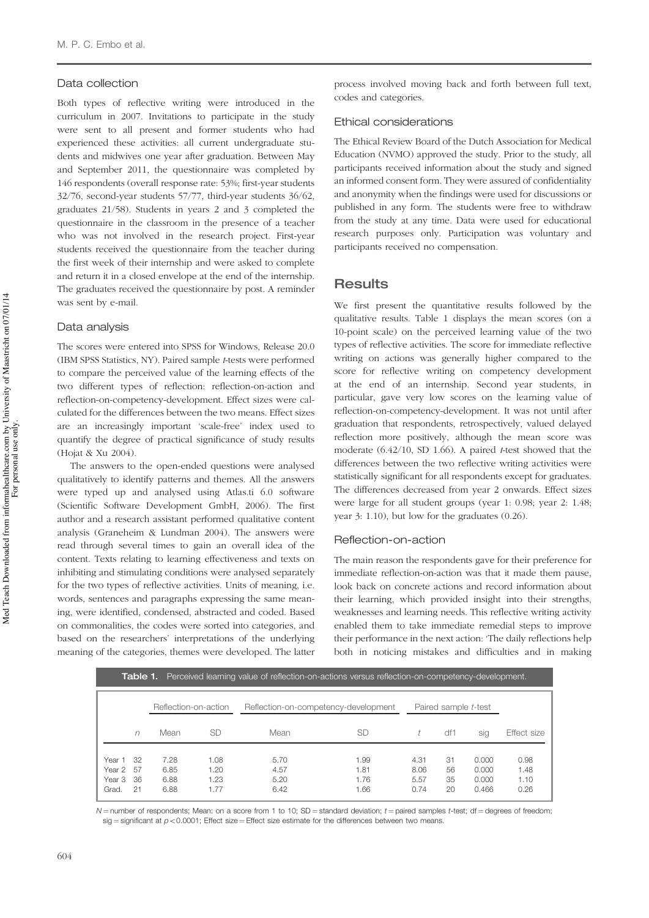## Data collection

Both types of reflective writing were introduced in the curriculum in 2007. Invitations to participate in the study were sent to all present and former students who had experienced these activities: all current undergraduate students and midwives one year after graduation. Between May and September 2011, the questionnaire was completed by 146 respondents (overall response rate: 53%; first-year students 32/76, second-year students 57/77, third-year students 36/62, graduates 21/58). Students in years 2 and 3 completed the questionnaire in the classroom in the presence of a teacher who was not involved in the research project. First-year students received the questionnaire from the teacher during the first week of their internship and were asked to complete and return it in a closed envelope at the end of the internship. The graduates received the questionnaire by post. A reminder was sent by e-mail.

## Data analysis

The scores were entered into SPSS for Windows, Release 20.0 (IBM SPSS Statistics, NY). Paired sample *t*-tests were performed to compare the perceived value of the learning effects of the two different types of reflection: reflection-on-action and reflection-on-competency-development. Effect sizes were calculated for the differences between the two means. Effect sizes are an increasingly important 'scale-free' index used to quantify the degree of practical significance of study results (Hojat & Xu 2004).

The answers to the open-ended questions were analysed qualitatively to identify patterns and themes. All the answers were typed up and analysed using Atlas.ti 6.0 software (Scientific Software Development GmbH, 2006). The first author and a research assistant performed qualitative content analysis (Graneheim & Lundman 2004). The answers were read through several times to gain an overall idea of the content. Texts relating to learning effectiveness and texts on inhibiting and stimulating conditions were analysed separately for the two types of reflective activities. Units of meaning, i.e. words, sentences and paragraphs expressing the same meaning, were identified, condensed, abstracted and coded. Based on commonalities, the codes were sorted into categories, and based on the researchers' interpretations of the underlying meaning of the categories, themes were developed. The latter process involved moving back and forth between full text, codes and categories.

## Ethical considerations

The Ethical Review Board of the Dutch Association for Medical Education (NVMO) approved the study. Prior to the study, all participants received information about the study and signed an informed consent form. They were assured of confidentiality and anonymity when the findings were used for discussions or published in any form. The students were free to withdraw from the study at any time. Data were used for educational research purposes only. Participation was voluntary and participants received no compensation.

# Results

We first present the quantitative results followed by the qualitative results. Table 1 displays the mean scores (on a 10-point scale) on the perceived learning value of the two types of reflective activities. The score for immediate reflective writing on actions was generally higher compared to the score for reflective writing on competency development at the end of an internship. Second year students, in particular, gave very low scores on the learning value of reflection-on-competency-development. It was not until after graduation that respondents, retrospectively, valued delayed reflection more positively, although the mean score was moderate (6.42/10, SD 1.66). A paired *t*-test showed that the differences between the two reflective writing activities were statistically significant for all respondents except for graduates. The differences decreased from year 2 onwards. Effect sizes were large for all student groups (year 1: 0.98; year 2: 1.48; year 3: 1.10), but low for the graduates (0.26).

## Reflection-on-action

The main reason the respondents gave for their preference for immediate reflection-on-action was that it made them pause, look back on concrete actions and record information about their learning, which provided insight into their strengths, weaknesses and learning needs. This reflective writing activity enabled them to take immediate remedial steps to improve their performance in the next action: 'The daily reflections help both in noticing mistakes and difficulties and in making

**Table 1.** Perceived learning value of reflection-on-actions versus reflection-on-competency-development.

| | | Reflection-on-action | | Reflection-on-competency-development | | Paired sample *t*-test | | | |
|---|---|---|---|---|---|---|---|---|---|
| | *n* | Mean | SD | Mean | SD | *t* | df1 | sig | Effect size |
| Year 1 | 32 | 7.28 | 1.08 | 5.70 | 1.99 | 4.31 | 31 | 0.000 | 0.98 |
| Year 2 | 57 | 6.85 | 1.20 | 4.57 | 1.81 | 8.06 | 56 | 0.000 | 1.48 |
| Year 3 | 36 | 6.88 | 1.23 | 5.20 | 1.76 | 5.57 | 35 | 0.000 | 1.10 |
| Grad. | 21 | 6.88 | 1.77 | 6.42 | 1.66 | 0.74 | 20 | 0.466 | 0.26 |

$N$ = number of respondents; Mean: on a score from 1 to 10; SD = standard deviation; $t$ = paired samples $t$-test; df = degrees of freedom; sig = significant at $p < 0.0001$; Effect size = Effect size estimate for the differences between two means.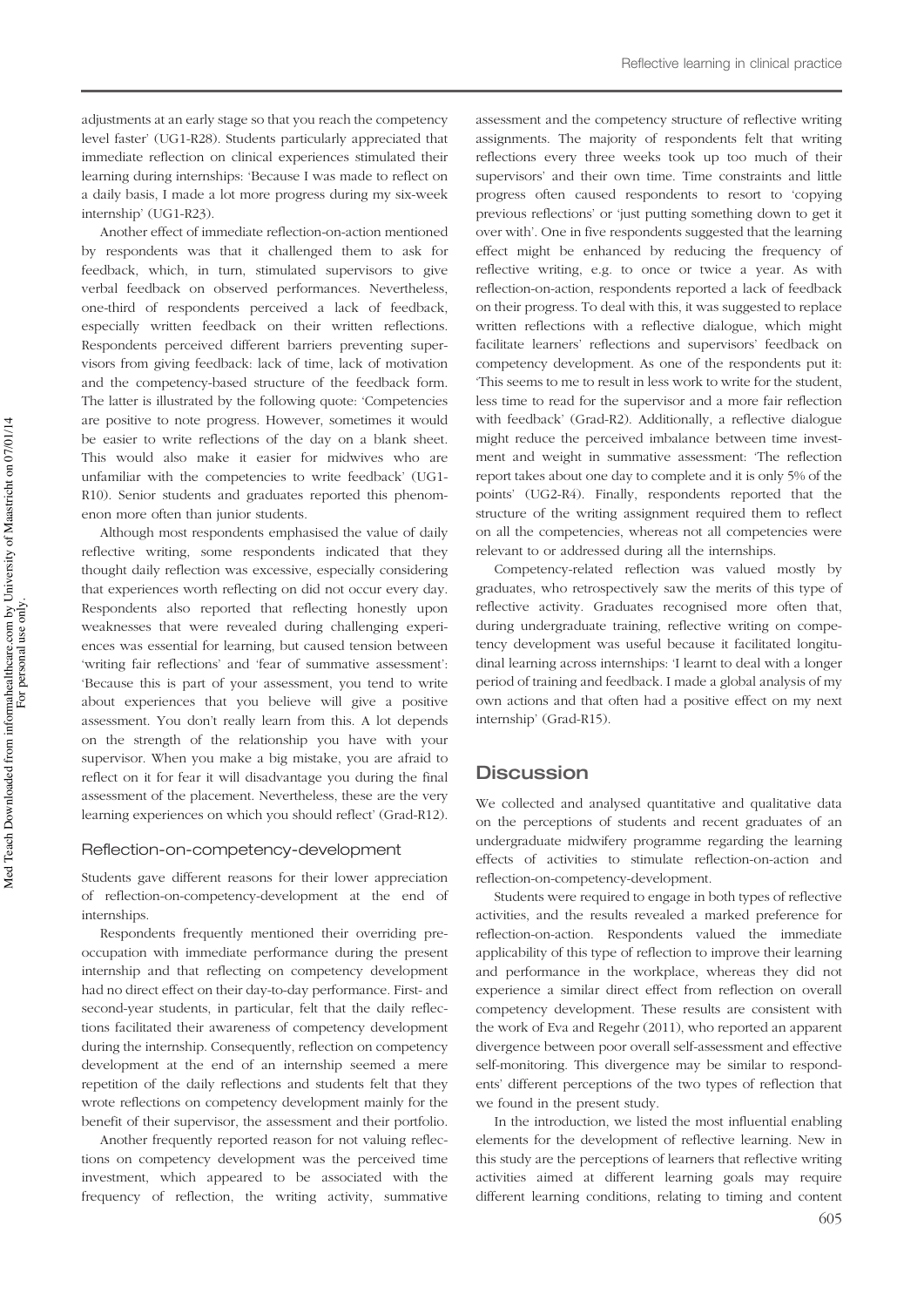adjustments at an early stage so that you reach the competency level faster' (UG1-R28). Students particularly appreciated that immediate reflection on clinical experiences stimulated their learning during internships: 'Because I was made to reflect on a daily basis, I made a lot more progress during my six-week internship' (UG1-R23).

Another effect of immediate reflection-on-action mentioned by respondents was that it challenged them to ask for feedback, which, in turn, stimulated supervisors to give verbal feedback on observed performances. Nevertheless, one-third of respondents perceived a lack of feedback, especially written feedback on their written reflections. Respondents perceived different barriers preventing supervisors from giving feedback: lack of time, lack of motivation and the competency-based structure of the feedback form. The latter is illustrated by the following quote: 'Competencies are positive to note progress. However, sometimes it would be easier to write reflections of the day on a blank sheet. This would also make it easier for midwives who are unfamiliar with the competencies to write feedback' (UG1-R10). Senior students and graduates reported this phenomenon more often than junior students.

Although most respondents emphasised the value of daily reflective writing, some respondents indicated that they thought daily reflection was excessive, especially considering that experiences worth reflecting on did not occur every day. Respondents also reported that reflecting honestly upon weaknesses that were revealed during challenging experiences was essential for learning, but caused tension between 'writing fair reflections' and 'fear of summative assessment': 'Because this is part of your assessment, you tend to write about experiences that you believe will give a positive assessment. You don't really learn from this. A lot depends on the strength of the relationship you have with your supervisor. When you make a big mistake, you are afraid to reflect on it for fear it will disadvantage you during the final assessment of the placement. Nevertheless, these are the very learning experiences on which you should reflect' (Grad-R12).

### Reflection-on-competency-development

Students gave different reasons for their lower appreciation of reflection-on-competency-development at the end of internships.

Respondents frequently mentioned their overriding preoccupation with immediate performance during the present internship and that reflecting on competency development had no direct effect on their day-to-day performance. First- and second-year students, in particular, felt that the daily reflections facilitated their awareness of competency development during the internship. Consequently, reflection on competency development at the end of an internship seemed a mere repetition of the daily reflections and students felt that they wrote reflections on competency development mainly for the benefit of their supervisor, the assessment and their portfolio.

Another frequently reported reason for not valuing reflections on competency development was the perceived time investment, which appeared to be associated with the frequency of reflection, the writing activity, summative assessment and the competency structure of reflective writing assignments. The majority of respondents felt that writing reflections every three weeks took up too much of their supervisors' and their own time. Time constraints and little progress often caused respondents to resort to 'copying previous reflections' or 'just putting something down to get it over with'. One in five respondents suggested that the learning effect might be enhanced by reducing the frequency of reflective writing, e.g. to once or twice a year. As with reflection-on-action, respondents reported a lack of feedback on their progress. To deal with this, it was suggested to replace written reflections with a reflective dialogue, which might facilitate learners' reflections and supervisors' feedback on competency development. As one of the respondents put it: 'This seems to me to result in less work to write for the student, less time to read for the supervisor and a more fair reflection with feedback' (Grad-R2). Additionally, a reflective dialogue might reduce the perceived imbalance between time investment and weight in summative assessment: 'The reflection report takes about one day to complete and it is only 5% of the points' (UG2-R4). Finally, respondents reported that the structure of the writing assignment required them to reflect on all the competencies, whereas not all competencies were relevant to or addressed during all the internships.

Competency-related reflection was valued mostly by graduates, who retrospectively saw the merits of this type of reflective activity. Graduates recognised more often that, during undergraduate training, reflective writing on competency development was useful because it facilitated longitudinal learning across internships: 'I learnt to deal with a longer period of training and feedback. I made a global analysis of my own actions and that often had a positive effect on my next internship' (Grad-R15).

## Discussion

We collected and analysed quantitative and qualitative data on the perceptions of students and recent graduates of an undergraduate midwifery programme regarding the learning effects of activities to stimulate reflection-on-action and reflection-on-competency-development.

Students were required to engage in both types of reflective activities, and the results revealed a marked preference for reflection-on-action. Respondents valued the immediate applicability of this type of reflection to improve their learning and performance in the workplace, whereas they did not experience a similar direct effect from reflection on overall competency development. These results are consistent with the work of Eva and Regehr (2011), who reported an apparent divergence between poor overall self-assessment and effective self-monitoring. This divergence may be similar to respondents' different perceptions of the two types of reflection that we found in the present study.

In the introduction, we listed the most influential enabling elements for the development of reflective learning. New in this study are the perceptions of learners that reflective writing activities aimed at different learning goals may require different learning conditions, relating to timing and content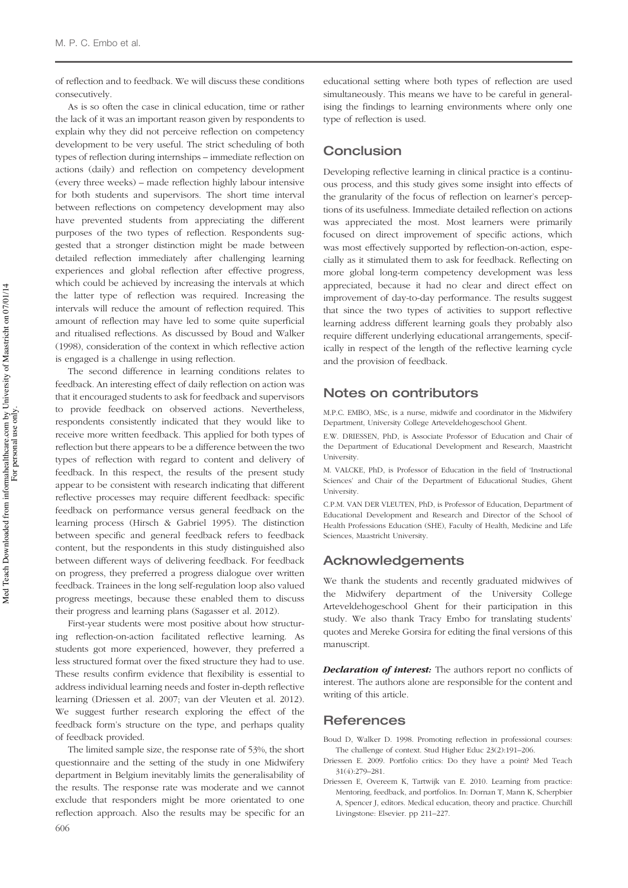of reflection and to feedback. We will discuss these conditions consecutively.

As is so often the case in clinical education, time or rather the lack of it was an important reason given by respondents to explain why they did not perceive reflection on competency development to be very useful. The strict scheduling of both types of reflection during internships – immediate reflection on actions (daily) and reflection on competency development (every three weeks) – made reflection highly labour intensive for both students and supervisors. The short time interval between reflections on competency development may also have prevented students from appreciating the different purposes of the two types of reflection. Respondents suggested that a stronger distinction might be made between detailed reflection immediately after challenging learning experiences and global reflection after effective progress, which could be achieved by increasing the intervals at which the latter type of reflection was required. Increasing the intervals will reduce the amount of reflection required. This amount of reflection may have led to some quite superficial and ritualised reflections. As discussed by Boud and Walker (1998), consideration of the context in which reflective action is engaged is a challenge in using reflection.

The second difference in learning conditions relates to feedback. An interesting effect of daily reflection on action was that it encouraged students to ask for feedback and supervisors to provide feedback on observed actions. Nevertheless, respondents consistently indicated that they would like to receive more written feedback. This applied for both types of reflection but there appears to be a difference between the two types of reflection with regard to content and delivery of feedback. In this respect, the results of the present study appear to be consistent with research indicating that different reflective processes may require different feedback: specific feedback on performance versus general feedback on the learning process (Hirsch & Gabriel 1995). The distinction between specific and general feedback refers to feedback content, but the respondents in this study distinguished also between different ways of delivering feedback. For feedback on progress, they preferred a progress dialogue over written feedback. Trainees in the long self-regulation loop also valued progress meetings, because these enabled them to discuss their progress and learning plans (Sagasser et al. 2012).

First-year students were most positive about how structuring reflection-on-action facilitated reflective learning. As students got more experienced, however, they preferred a less structured format over the fixed structure they had to use. These results confirm evidence that flexibility is essential to address individual learning needs and foster in-depth reflective learning (Driessen et al. 2007; van der Vleuten et al. 2012). We suggest further research exploring the effect of the feedback form's structure on the type, and perhaps quality of feedback provided.

The limited sample size, the response rate of 53%, the short questionnaire and the setting of the study in one Midwifery department in Belgium inevitably limits the generalisability of the results. The response rate was moderate and we cannot exclude that responders might be more orientated to one reflection approach. Also the results may be specific for an educational setting where both types of reflection are used simultaneously. This means we have to be careful in generalising the findings to learning environments where only one type of reflection is used.

## Conclusion

Developing reflective learning in clinical practice is a continuous process, and this study gives some insight into effects of the granularity of the focus of reflection on learner's perceptions of its usefulness. Immediate detailed reflection on actions was appreciated the most. Most learners were primarily focused on direct improvement of specific actions, which was most effectively supported by reflection-on-action, especially as it stimulated them to ask for feedback. Reflecting on more global long-term competency development was less appreciated, because it had no clear and direct effect on improvement of day-to-day performance. The results suggest that since the two types of activities to support reflective learning address different learning goals they probably also require different underlying educational arrangements, specifically in respect of the length of the reflective learning cycle and the provision of feedback.

## Notes on contributors

M.P.C. EMBO, MSc, is a nurse, midwife and coordinator in the Midwifery Department, University College Arteveldehogeschool Ghent.

E.W. DRIESSEN, PhD, is Associate Professor of Education and Chair of the Department of Educational Development and Research, Maastricht University.

M. VALCKE, PhD, is Professor of Education in the field of 'Instructional Sciences' and Chair of the Department of Educational Studies, Ghent University.

C.P.M. VAN DER VLEUTEN, PhD, is Professor of Education, Department of Educational Development and Research and Director of the School of Health Professions Education (SHE), Faculty of Health, Medicine and Life Sciences, Maastricht University.

## Acknowledgements

We thank the students and recently graduated midwives of the Midwifery department of the University College Arteveldehogeschool Ghent for their participation in this study. We also thank Tracy Embo for translating students' quotes and Mereke Gorsira for editing the final versions of this manuscript.

***Declaration of interest:*** The authors report no conflicts of interest. The authors alone are responsible for the content and writing of this article.

## References

Boud D, Walker D. 1998. Promoting reflection in professional courses: The challenge of context. Stud Higher Educ 23(2):191–206.

Driessen E. 2009. Portfolio critics: Do they have a point? Med Teach 31(4):279–281.

Driessen E, Overeem K, Tartwijk van E. 2010. Learning from practice: Mentoring, feedback, and portfolios. In: Dornan T, Mann K, Scherpbier A, Spencer J, editors. Medical education, theory and practice. Churchill Livingstone: Elsevier. pp 211–227.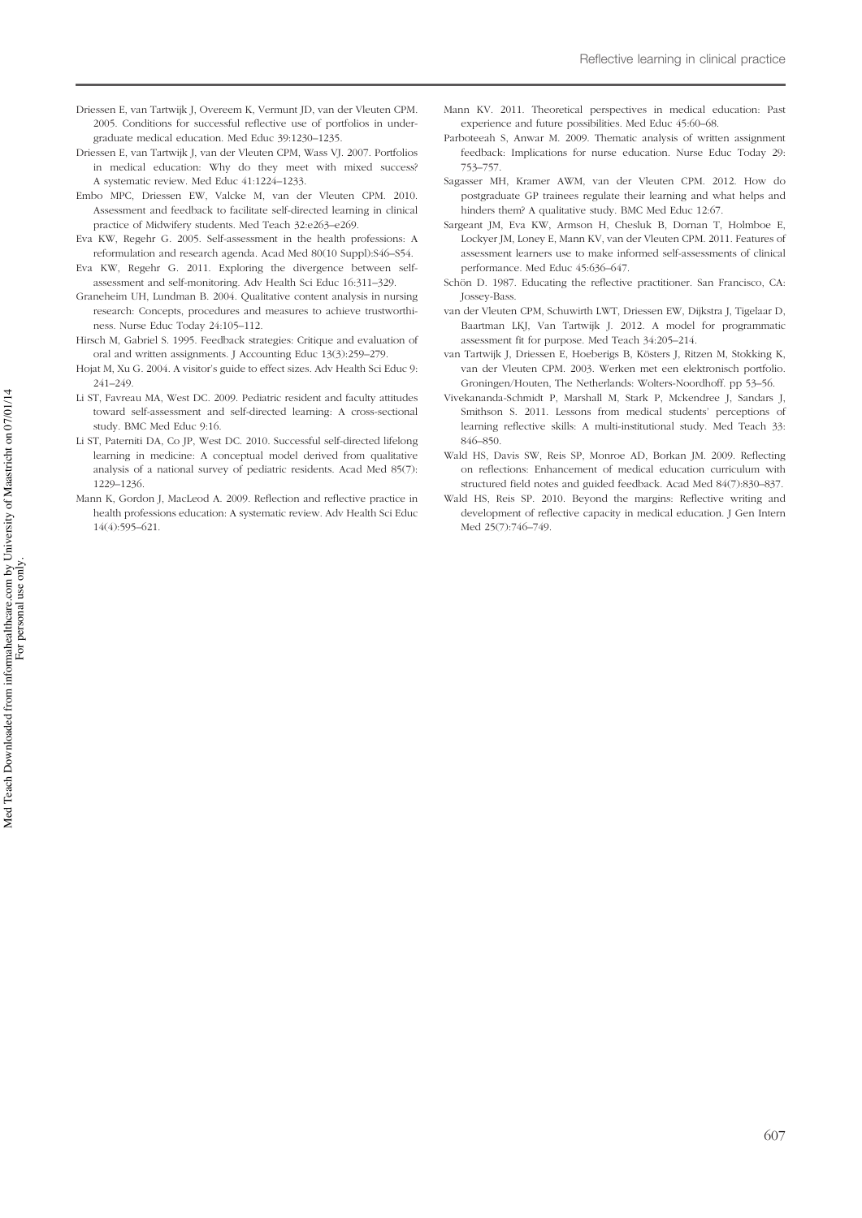Driessen E, van Tartwijk J, Overeem K, Vermunt JD, van der Vleuten CPM. 2005. Conditions for successful reflective use of portfolios in undergraduate medical education. Med Educ 39:1230–1235.

Driessen E, van Tartwijk J, van der Vleuten CPM, Wass VJ. 2007. Portfolios in medical education: Why do they meet with mixed success? A systematic review. Med Educ 41:1224–1233.

Embo MPC, Driessen EW, Valcke M, van der Vleuten CPM. 2010. Assessment and feedback to facilitate self-directed learning in clinical practice of Midwifery students. Med Teach 32:e263–e269.

Eva KW, Regehr G. 2005. Self-assessment in the health professions: A reformulation and research agenda. Acad Med 80(10 Suppl):S46–S54.

Eva KW, Regehr G. 2011. Exploring the divergence between self-assessment and self-monitoring. Adv Health Sci Educ 16:311–329.

Graneheim UH, Lundman B. 2004. Qualitative content analysis in nursing research: Concepts, procedures and measures to achieve trustworthiness. Nurse Educ Today 24:105–112.

Hirsch M, Gabriel S. 1995. Feedback strategies: Critique and evaluation of oral and written assignments. J Accounting Educ 13(3):259–279.

Hojat M, Xu G. 2004. A visitor's guide to effect sizes. Adv Health Sci Educ 9: 241–249.

Li ST, Favreau MA, West DC. 2009. Pediatric resident and faculty attitudes toward self-assessment and self-directed learning: A cross-sectional study. BMC Med Educ 9:16.

Li ST, Paterniti DA, Co JP, West DC. 2010. Successful self-directed lifelong learning in medicine: A conceptual model derived from qualitative analysis of a national survey of pediatric residents. Acad Med 85(7): 1229–1236.

Mann K, Gordon J, MacLeod A. 2009. Reflection and reflective practice in health professions education: A systematic review. Adv Health Sci Educ 14(4):595–621.

Mann KV. 2011. Theoretical perspectives in medical education: Past experience and future possibilities. Med Educ 45:60–68.

Parboteeah S, Anwar M. 2009. Thematic analysis of written assignment feedback: Implications for nurse education. Nurse Educ Today 29: 753–757.

Sagasser MH, Kramer AWM, van der Vleuten CPM. 2012. How do postgraduate GP trainees regulate their learning and what helps and hinders them? A qualitative study. BMC Med Educ 12:67.

Sargeant JM, Eva KW, Armson H, Chesluk B, Dornan T, Holmboe E, Lockyer JM, Loney E, Mann KV, van der Vleuten CPM. 2011. Features of assessment learners use to make informed self-assessments of clinical performance. Med Educ 45:636–647.

Schön D. 1987. Educating the reflective practitioner. San Francisco, CA: Jossey-Bass.

van der Vleuten CPM, Schuwirth LWT, Driessen EW, Dijkstra J, Tigelaar D, Baartman LKJ, Van Tartwijk J. 2012. A model for programmatic assessment fit for purpose. Med Teach 34:205–214.

van Tartwijk J, Driessen E, Hoeberigs B, Kösters J, Ritzen M, Stokking K, van der Vleuten CPM. 2003. Werken met een elektronisch portfolio. Groningen/Houten, The Netherlands: Wolters-Noordhoff. pp 53–56.

Vivekananda-Schmidt P, Marshall M, Stark P, Mckendree J, Sandars J, Smithson S. 2011. Lessons from medical students' perceptions of learning reflective skills: A multi-institutional study. Med Teach 33: 846–850.

Wald HS, Davis SW, Reis SP, Monroe AD, Borkan JM. 2009. Reflecting on reflections: Enhancement of medical education curriculum with structured field notes and guided feedback. Acad Med 84(7):830–837.

Wald HS, Reis SP. 2010. Beyond the margins: Reflective writing and development of reflective capacity in medical education. J Gen Intern Med 25(7):746–749.